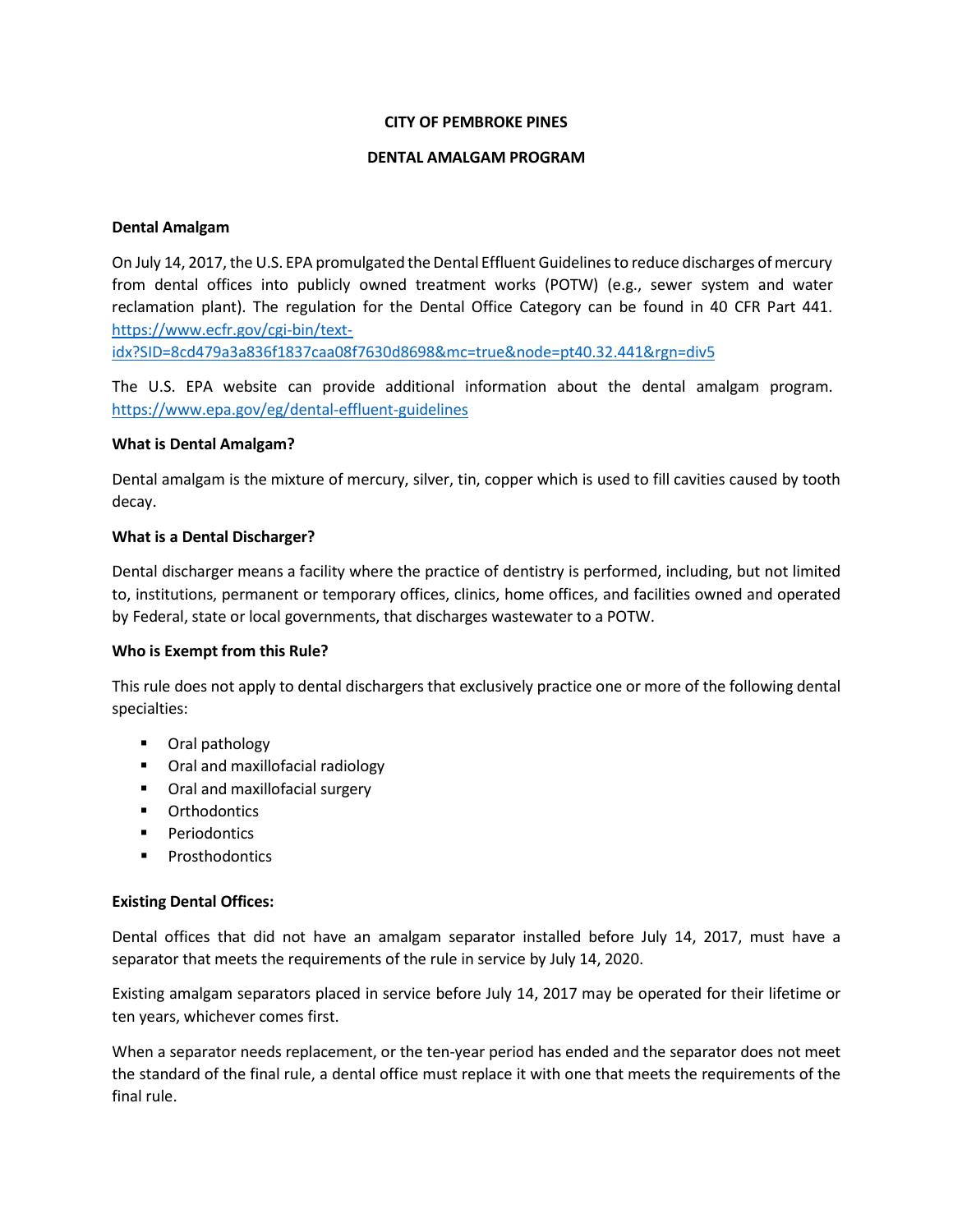# CITY OF PEMBROKE PINES

## DENTAL AMALGAM PROGRAM

### Dental Amalgam

On July 14, 2017, the U.S. EPA promulgated the Dental Effluent Guidelines to reduce discharges of mercury from dental offices into publicly owned treatment works (POTW) (e.g., sewer system and water reclamation plant). The regulation for the Dental Office Category can be found in 40 CFR Part 441. https://www.ecfr.gov/cgi-bin/text-idx?SID=8cd479a3a836f1837caa08f7630d8698&mc=true&node=pt40.32.441&rgn=div5

The U.S. EPA website can provide additional information about the dental amalgam program. https://www.epa.gov/eg/dental-effluent-guidelines

### What is Dental Amalgam?

Dental amalgam is the mixture of mercury, silver, tin, copper which is used to fill cavities caused by tooth decay.

### What is a Dental Discharger?

Dental discharger means a facility where the practice of dentistry is performed, including, but not limited to, institutions, permanent or temporary offices, clinics, home offices, and facilities owned and operated by Federal, state or local governments, that discharges wastewater to a POTW.

### Who is Exempt from this Rule?

This rule does not apply to dental dischargers that exclusively practice one or more of the following dental specialties:

- Oral pathology
- Oral and maxillofacial radiology
- Oral and maxillofacial surgery
- Orthodontics
- Periodontics
- Prosthodontics

### Existing Dental Offices:

Dental offices that did not have an amalgam separator installed before July 14, 2017, must have a separator that meets the requirements of the rule in service by July 14, 2020.

Existing amalgam separators placed in service before July 14, 2017 may be operated for their lifetime or ten years, whichever comes first.

When a separator needs replacement, or the ten-year period has ended and the separator does not meet the standard of the final rule, a dental office must replace it with one that meets the requirements of the final rule.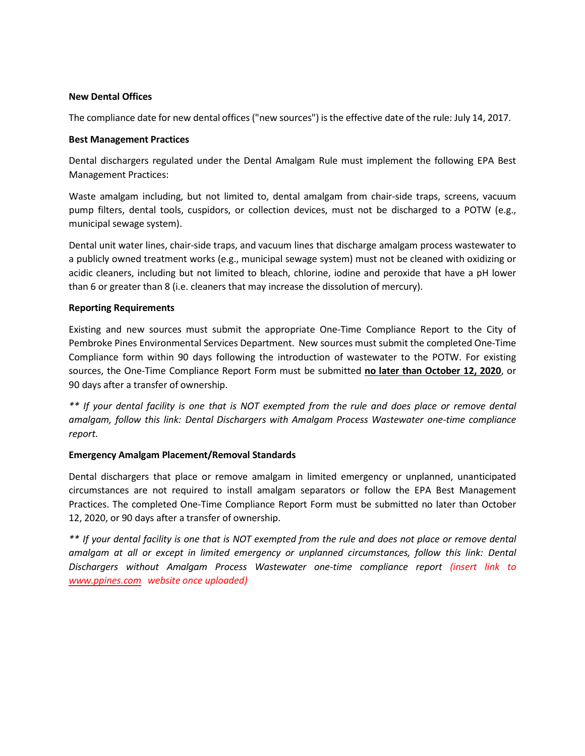**New Dental Offices**

The compliance date for new dental offices ("new sources") is the effective date of the rule: July 14, 2017.

**Best Management Practices**

Dental dischargers regulated under the Dental Amalgam Rule must implement the following EPA Best Management Practices:

Waste amalgam including, but not limited to, dental amalgam from chair-side traps, screens, vacuum pump filters, dental tools, cuspidors, or collection devices, must not be discharged to a POTW (e.g., municipal sewage system).

Dental unit water lines, chair-side traps, and vacuum lines that discharge amalgam process wastewater to a publicly owned treatment works (e.g., municipal sewage system) must not be cleaned with oxidizing or acidic cleaners, including but not limited to bleach, chlorine, iodine and peroxide that have a pH lower than 6 or greater than 8 (i.e. cleaners that may increase the dissolution of mercury).

**Reporting Requirements**

Existing and new sources must submit the appropriate One-Time Compliance Report to the City of Pembroke Pines Environmental Services Department. New sources must submit the completed One-Time Compliance form within 90 days following the introduction of wastewater to the POTW. For existing sources, the One-Time Compliance Report Form must be submitted **no later than October 12, 2020**, or 90 days after a transfer of ownership.

*\*\* If your dental facility is one that is NOT exempted from the rule and does place or remove dental amalgam, follow this link: Dental Dischargers with Amalgam Process Wastewater one-time compliance report.*

**Emergency Amalgam Placement/Removal Standards**

Dental dischargers that place or remove amalgam in limited emergency or unplanned, unanticipated circumstances are not required to install amalgam separators or follow the EPA Best Management Practices. The completed One-Time Compliance Report Form must be submitted no later than October 12, 2020, or 90 days after a transfer of ownership.

*\*\* If your dental facility is one that is NOT exempted from the rule and does not place or remove dental amalgam at all or except in limited emergency or unplanned circumstances, follow this link: Dental Dischargers without Amalgam Process Wastewater one-time compliance report (insert link to www.ppines.com website once uploaded)*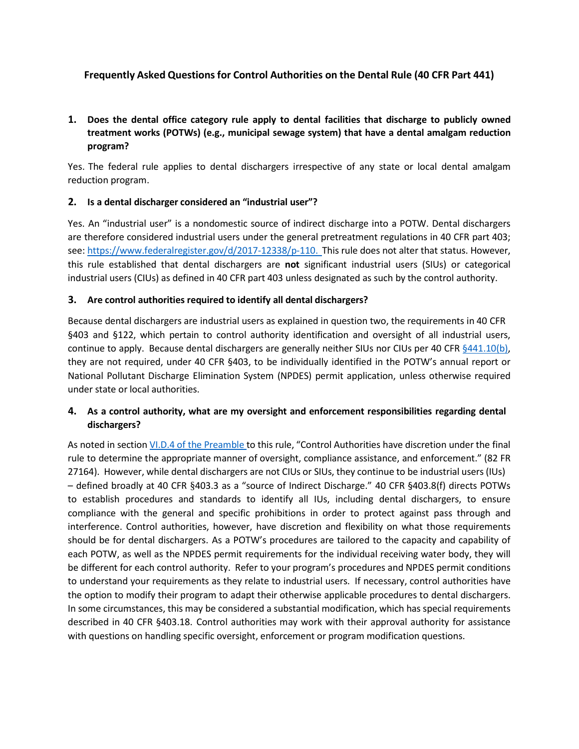## Frequently Asked Questions for Control Authorities on the Dental Rule (40 CFR Part 441)

**1. Does the dental office category rule apply to dental facilities that discharge to publicly owned treatment works (POTWs) (e.g., municipal sewage system) that have a dental amalgam reduction program?**

Yes. The federal rule applies to dental dischargers irrespective of any state or local dental amalgam reduction program.

**2. Is a dental discharger considered an "industrial user"?**

Yes. An "industrial user" is a nondomestic source of indirect discharge into a POTW. Dental dischargers are therefore considered industrial users under the general pretreatment regulations in 40 CFR part 403; see: https://www.federalregister.gov/d/2017-12338/p-110. This rule does not alter that status. However, this rule established that dental dischargers are **not** significant industrial users (SIUs) or categorical industrial users (CIUs) as defined in 40 CFR part 403 unless designated as such by the control authority.

**3. Are control authorities required to identify all dental dischargers?**

Because dental dischargers are industrial users as explained in question two, the requirements in 40 CFR §403 and §122, which pertain to control authority identification and oversight of all industrial users, continue to apply. Because dental dischargers are generally neither SIUs nor CIUs per 40 CFR §441.10(b), they are not required, under 40 CFR §403, to be individually identified in the POTW's annual report or National Pollutant Discharge Elimination System (NPDES) permit application, unless otherwise required under state or local authorities.

**4. As a control authority, what are my oversight and enforcement responsibilities regarding dental dischargers?**

As noted in section VI.D.4 of the Preamble to this rule, "Control Authorities have discretion under the final rule to determine the appropriate manner of oversight, compliance assistance, and enforcement." (82 FR 27164). However, while dental dischargers are not CIUs or SIUs, they continue to be industrial users (IUs) – defined broadly at 40 CFR §403.3 as a "source of Indirect Discharge." 40 CFR §403.8(f) directs POTWs to establish procedures and standards to identify all IUs, including dental dischargers, to ensure compliance with the general and specific prohibitions in order to protect against pass through and interference. Control authorities, however, have discretion and flexibility on what those requirements should be for dental dischargers. As a POTW's procedures are tailored to the capacity and capability of each POTW, as well as the NPDES permit requirements for the individual receiving water body, they will be different for each control authority. Refer to your program's procedures and NPDES permit conditions to understand your requirements as they relate to industrial users. If necessary, control authorities have the option to modify their program to adapt their otherwise applicable procedures to dental dischargers. In some circumstances, this may be considered a substantial modification, which has special requirements described in 40 CFR §403.18. Control authorities may work with their approval authority for assistance with questions on handling specific oversight, enforcement or program modification questions.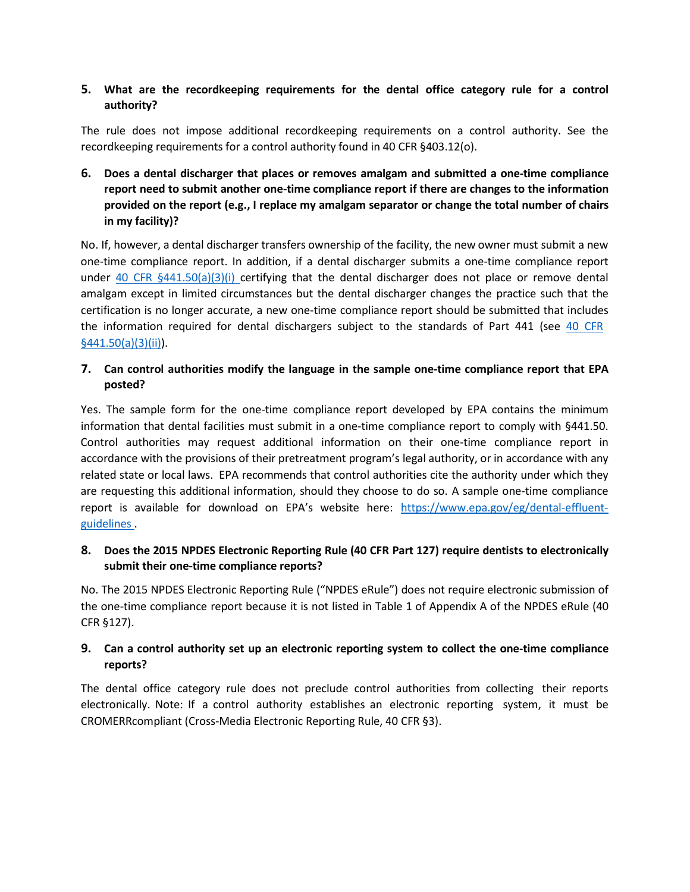**5. What are the recordkeeping requirements for the dental office category rule for a control authority?**

The rule does not impose additional recordkeeping requirements on a control authority. See the recordkeeping requirements for a control authority found in 40 CFR §403.12(o).

**6. Does a dental discharger that places or removes amalgam and submitted a one-time compliance report need to submit another one-time compliance report if there are changes to the information provided on the report (e.g., I replace my amalgam separator or change the total number of chairs in my facility)?**

No. If, however, a dental discharger transfers ownership of the facility, the new owner must submit a new one-time compliance report. In addition, if a dental discharger submits a one-time compliance report under 40 CFR §441.50(a)(3)(i) certifying that the dental discharger does not place or remove dental amalgam except in limited circumstances but the dental discharger changes the practice such that the certification is no longer accurate, a new one-time compliance report should be submitted that includes the information required for dental dischargers subject to the standards of Part 441 (see 40 CFR §441.50(a)(3)(ii)).

**7. Can control authorities modify the language in the sample one-time compliance report that EPA posted?**

Yes. The sample form for the one-time compliance report developed by EPA contains the minimum information that dental facilities must submit in a one-time compliance report to comply with §441.50. Control authorities may request additional information on their one-time compliance report in accordance with the provisions of their pretreatment program's legal authority, or in accordance with any related state or local laws. EPA recommends that control authorities cite the authority under which they are requesting this additional information, should they choose to do so. A sample one-time compliance report is available for download on EPA's website here: https://www.epa.gov/eg/dental-effluent-guidelines .

**8. Does the 2015 NPDES Electronic Reporting Rule (40 CFR Part 127) require dentists to electronically submit their one-time compliance reports?**

No. The 2015 NPDES Electronic Reporting Rule ("NPDES eRule") does not require electronic submission of the one-time compliance report because it is not listed in Table 1 of Appendix A of the NPDES eRule (40 CFR §127).

**9. Can a control authority set up an electronic reporting system to collect the one-time compliance reports?**

The dental office category rule does not preclude control authorities from collecting their reports electronically. Note: If a control authority establishes an electronic reporting system, it must be CROMERRcompliant (Cross-Media Electronic Reporting Rule, 40 CFR §3).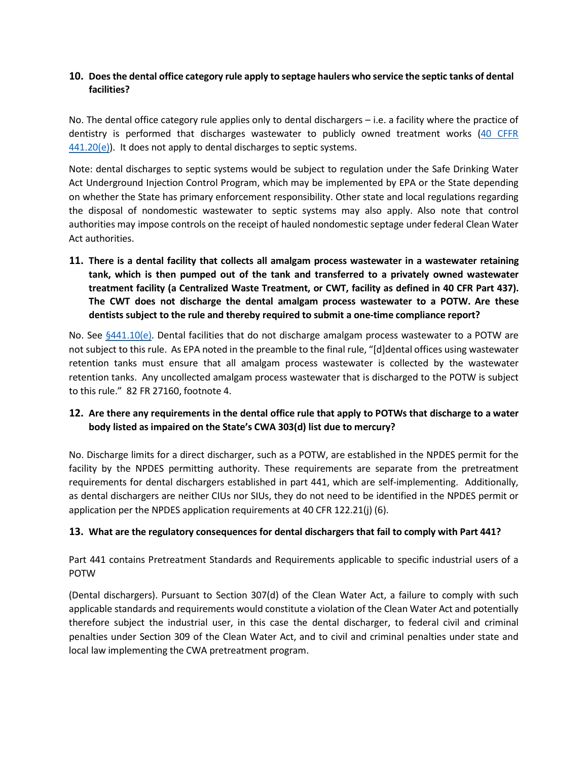**10. Does the dental office category rule apply to septage haulers who service the septic tanks of dental facilities?**

No. The dental office category rule applies only to dental dischargers – i.e. a facility where the practice of dentistry is performed that discharges wastewater to publicly owned treatment works ([40 CFFR 441.20(e)](#)). It does not apply to dental discharges to septic systems.

Note: dental discharges to septic systems would be subject to regulation under the Safe Drinking Water Act Underground Injection Control Program, which may be implemented by EPA or the State depending on whether the State has primary enforcement responsibility. Other state and local regulations regarding the disposal of nondomestic wastewater to septic systems may also apply. Also note that control authorities may impose controls on the receipt of hauled nondomestic septage under federal Clean Water Act authorities.

**11. There is a dental facility that collects all amalgam process wastewater in a wastewater retaining tank, which is then pumped out of the tank and transferred to a privately owned wastewater treatment facility (a Centralized Waste Treatment, or CWT, facility as defined in 40 CFR Part 437). The CWT does not discharge the dental amalgam process wastewater to a POTW. Are these dentists subject to the rule and thereby required to submit a one-time compliance report?**

No. See [§441.10(e)](#). Dental facilities that do not discharge amalgam process wastewater to a POTW are not subject to this rule. As EPA noted in the preamble to the final rule, "[d]dental offices using wastewater retention tanks must ensure that all amalgam process wastewater is collected by the wastewater retention tanks. Any uncollected amalgam process wastewater that is discharged to the POTW is subject to this rule." 82 FR 27160, footnote 4.

**12. Are there any requirements in the dental office rule that apply to POTWs that discharge to a water body listed as impaired on the State's CWA 303(d) list due to mercury?**

No. Discharge limits for a direct discharger, such as a POTW, are established in the NPDES permit for the facility by the NPDES permitting authority. These requirements are separate from the pretreatment requirements for dental dischargers established in part 441, which are self-implementing. Additionally, as dental dischargers are neither CIUs nor SIUs, they do not need to be identified in the NPDES permit or application per the NPDES application requirements at 40 CFR 122.21(j) (6).

**13. What are the regulatory consequences for dental dischargers that fail to comply with Part 441?**

Part 441 contains Pretreatment Standards and Requirements applicable to specific industrial users of a POTW

(Dental dischargers). Pursuant to Section 307(d) of the Clean Water Act, a failure to comply with such applicable standards and requirements would constitute a violation of the Clean Water Act and potentially therefore subject the industrial user, in this case the dental discharger, to federal civil and criminal penalties under Section 309 of the Clean Water Act, and to civil and criminal penalties under state and local law implementing the CWA pretreatment program.